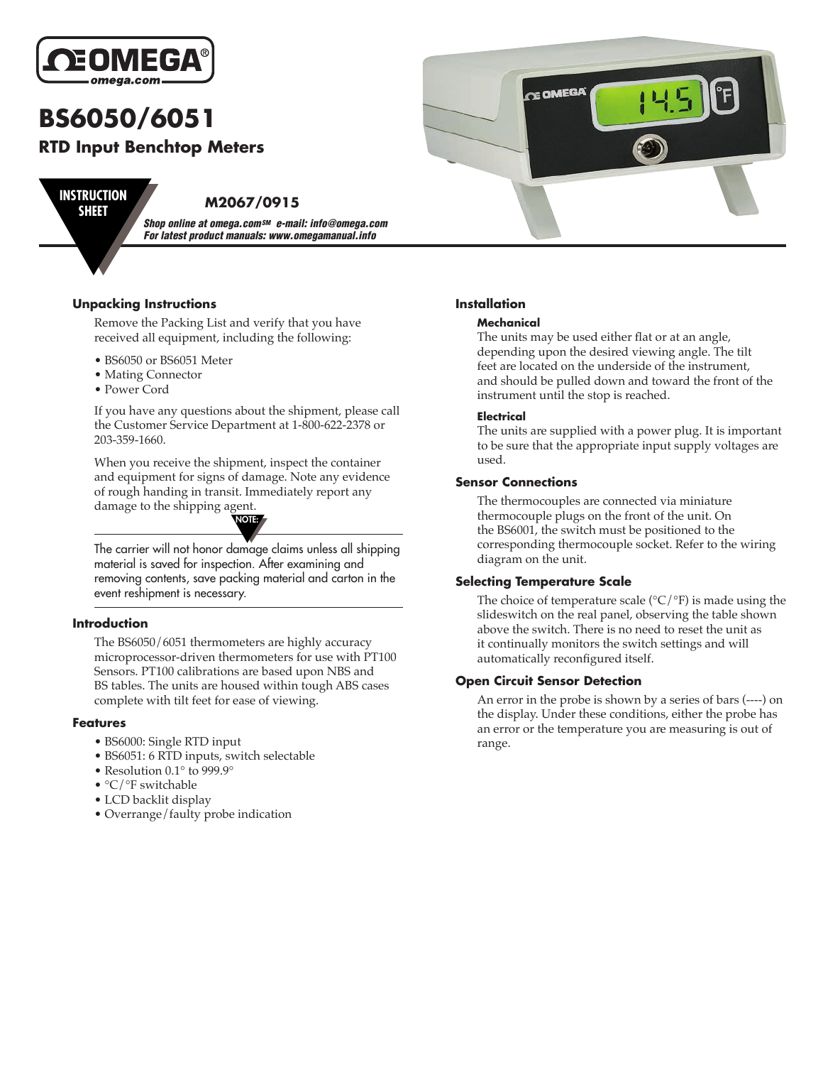# BS6050/6051

## RTD Input Benchtop Meters

INSTRUCTION SHEET

**M2067/0915**

***Shop online at omega.com℠ e-mail: info@omega.com***
***For latest product manuals: www.omegamanual.info***

### Unpacking Instructions

Remove the Packing List and verify that you have received all equipment, including the following:

- BS6050 or BS6051 Meter
- Mating Connector
- Power Cord

If you have any questions about the shipment, please call the Customer Service Department at 1-800-622-2378 or 203-359-1660.

When you receive the shipment, inspect the container and equipment for signs of damage. Note any evidence of rough handing in transit. Immediately report any damage to the shipping agent.

NOTE:

The carrier will not honor damage claims unless all shipping material is saved for inspection. After examining and removing contents, save packing material and carton in the event reshipment is necessary.

### Introduction

The BS6050/6051 thermometers are highly accuracy microprocessor-driven thermometers for use with PT100 Sensors. PT100 calibrations are based upon NBS and BS tables. The units are housed within tough ABS cases complete with tilt feet for ease of viewing.

### Features

- BS6000: Single RTD input
- BS6051: 6 RTD inputs, switch selectable
- Resolution 0.1° to 999.9°
- °C/°F switchable
- LCD backlit display
- Overrange/faulty probe indication

### Installation

#### Mechanical

The units may be used either flat or at an angle, depending upon the desired viewing angle. The tilt feet are located on the underside of the instrument, and should be pulled down and toward the front of the instrument until the stop is reached.

#### Electrical

The units are supplied with a power plug. It is important to be sure that the appropriate input supply voltages are used.

### Sensor Connections

The thermocouples are connected via miniature thermocouple plugs on the front of the unit. On the BS6001, the switch must be positioned to the corresponding thermocouple socket. Refer to the wiring diagram on the unit.

### Selecting Temperature Scale

The choice of temperature scale (°C/°F) is made using the slideswitch on the real panel, observing the table shown above the switch. There is no need to reset the unit as it continually monitors the switch settings and will automatically reconfigured itself.

### Open Circuit Sensor Detection

An error in the probe is shown by a series of bars (----) on the display. Under these conditions, either the probe has an error or the temperature you are measuring is out of range.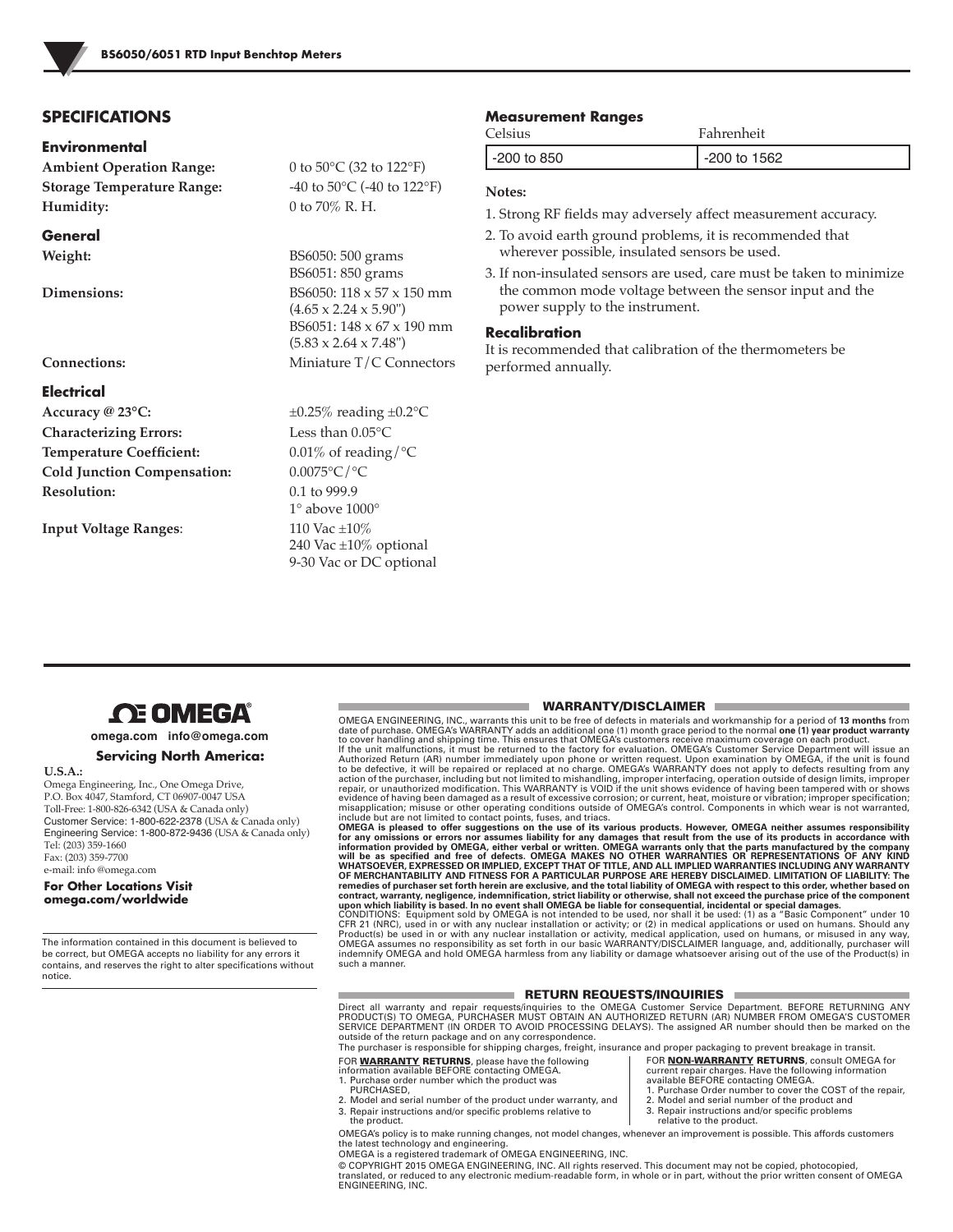## SPECIFICATIONS

### Environmental

**Ambient Operation Range:** 0 to 50°C (32 to 122°F)
**Storage Temperature Range:** -40 to 50°C (-40 to 122°F)
**Humidity:** 0 to 70% R. H.

### General

**Weight:** BS6050: 500 grams
BS6051: 850 grams
**Dimensions:** BS6050: 118 x 57 x 150 mm (4.65 x 2.24 x 5.90")
BS6051: 148 x 67 x 190 mm (5.83 x 2.64 x 7.48")
**Connections:** Miniature T/C Connectors

### Electrical

**Accuracy @ 23°C:** ±0.25% reading ±0.2°C
**Characterizing Errors:** Less than 0.05°C
**Temperature Coefficient:** 0.01% of reading/°C
**Cold Junction Compensation:** 0.0075°C/°C
**Resolution:** 0.1 to 999.9
1° above 1000°
**Input Voltage Ranges**: 110 Vac ±10%
240 Vac ±10% optional
9-30 Vac or DC optional

### Measurement Ranges

| Celsius | Fahrenheit |
|---|---|
| -200 to 850 | -200 to 1562 |

**Notes:**

1. Strong RF fields may adversely affect measurement accuracy.
2. To avoid earth ground problems, it is recommended that wherever possible, insulated sensors be used.
3. If non-insulated sensors are used, care must be taken to minimize the common mode voltage between the sensor input and the power supply to the instrument.

### Recalibration

It is recommended that calibration of the thermometers be performed annually.

---

**OMEGA®**

omega.com info@omega.com

**Servicing North America:**

**U.S.A.:**
Omega Engineering, Inc., One Omega Drive,
P.O. Box 4047, Stamford, CT 06907-0047 USA
Toll-Free: 1-800-826-6342 (USA & Canada only)
Customer Service: 1-800-622-2378 (USA & Canada only)
Engineering Service: 1-800-872-9436 (USA & Canada only)
Tel: (203) 359-1660
Fax: (203) 359-7700
e-mail: info@omega.com

**For Other Locations Visit omega.com/worldwide**

The information contained in this document is believed to be correct, but OMEGA accepts no liability for any errors it contains, and reserves the right to alter specifications without notice.

#### WARRANTY/DISCLAIMER

OMEGA ENGINEERING, INC., warrants this unit to be free of defects in materials and workmanship for a period of **13 months** from date of purchase. OMEGA's WARRANTY adds an additional one (1) month grace period to the normal **one (1) year product warranty** to cover handling and shipping time. This ensures that OMEGA's customers receive maximum coverage on each product.
If the unit malfunctions, it must be returned to the factory for evaluation. OMEGA's Customer Service Department will issue an Authorized Return (AR) number immediately upon phone or written request. Upon examination by OMEGA, if the unit is found to be defective, it will be repaired or replaced at no charge. OMEGA's WARRANTY does not apply to defects resulting from any action of the purchaser, including but not limited to mishandling, improper interfacing, operation outside of design limits, improper repair, or unauthorized modification. This WARRANTY is VOID if the unit shows evidence of having been tampered with or shows evidence of having been damaged as a result of excessive corrosion; or current, heat, moisture or vibration; improper specification; misapplication; misuse or other operating conditions outside of OMEGA's control. Components in which wear is not warranted, include but are not limited to contact points, fuses, and triacs.
**OMEGA is pleased to offer suggestions on the use of its various products. However, OMEGA neither assumes responsibility for any omissions or errors nor assumes liability for any damages that result from the use of its products in accordance with information provided by OMEGA, either verbal or written. OMEGA warrants only that the parts manufactured by the company will be as specified and free of defects. OMEGA MAKES NO OTHER WARRANTIES OR REPRESENTATIONS OF ANY KIND WHATSOEVER, EXPRESSED OR IMPLIED, EXCEPT THAT OF TITLE, AND ALL IMPLIED WARRANTIES INCLUDING ANY WARRANTY OF MERCHANTABILITY AND FITNESS FOR A PARTICULAR PURPOSE ARE HEREBY DISCLAIMED. LIMITATION OF LIABILITY: The remedies of purchaser set forth herein are exclusive, and the total liability of OMEGA with respect to this order, whether based on contract, warranty, negligence, indemnification, strict liability or otherwise, shall not exceed the purchase price of the component upon which liability is based. In no event shall OMEGA be liable for consequential, incidental or special damages.**
CONDITIONS: Equipment sold by OMEGA is not intended to be used, nor shall it be used: (1) as a "Basic Component" under 10 CFR 21 (NRC), used in or with any nuclear installation or activity; or (2) in medical applications or used on humans. Should any Product(s) be used in or with any nuclear installation or activity, medical application, used on humans, or misused in any way, OMEGA assumes no responsibility as set forth in our basic WARRANTY/DISCLAIMER language, and, additionally, purchaser will indemnify OMEGA and hold OMEGA harmless from any liability or damage whatsoever arising out of the use of the Product(s) in such a manner.

#### RETURN REQUESTS/INQUIRIES

Direct all warranty and repair requests/inquiries to the OMEGA Customer Service Department. BEFORE RETURNING ANY PRODUCT(S) TO OMEGA, PURCHASER MUST OBTAIN AN AUTHORIZED RETURN (AR) NUMBER FROM OMEGA'S CUSTOMER SERVICE DEPARTMENT (IN ORDER TO AVOID PROCESSING DELAYS). The assigned AR number should then be marked on the outside of the return package and on any correspondence.
The purchaser is responsible for shipping charges, freight, insurance and proper packaging to prevent breakage in transit.

FOR **WARRANTY RETURNS**, please have the following information available BEFORE contacting OMEGA.
1. Purchase order number under which the product was PURCHASED,
2. Model and serial number of the product under warranty, and
3. Repair instructions and/or specific problems relative to the product.

FOR **NON-WARRANTY RETURNS**, consult OMEGA for current repair charges. Have the following information available BEFORE contacting OMEGA.
1. Purchase Order number to cover the COST of the repair,
2. Model and serial number of the product and
3. Repair instructions and/or specific problems relative to the product.

OMEGA's policy is to make running changes, not model changes, whenever an improvement is possible. This affords customers the latest technology and engineering.
OMEGA is a registered trademark of OMEGA ENGINEERING, INC.
© COPYRIGHT 2015 OMEGA ENGINEERING, INC. All rights reserved. This document may not be copied, photocopied, translated, or reduced to any electronic medium-readable form, in whole or in part, without the prior written consent of OMEGA ENGINEERING, INC.